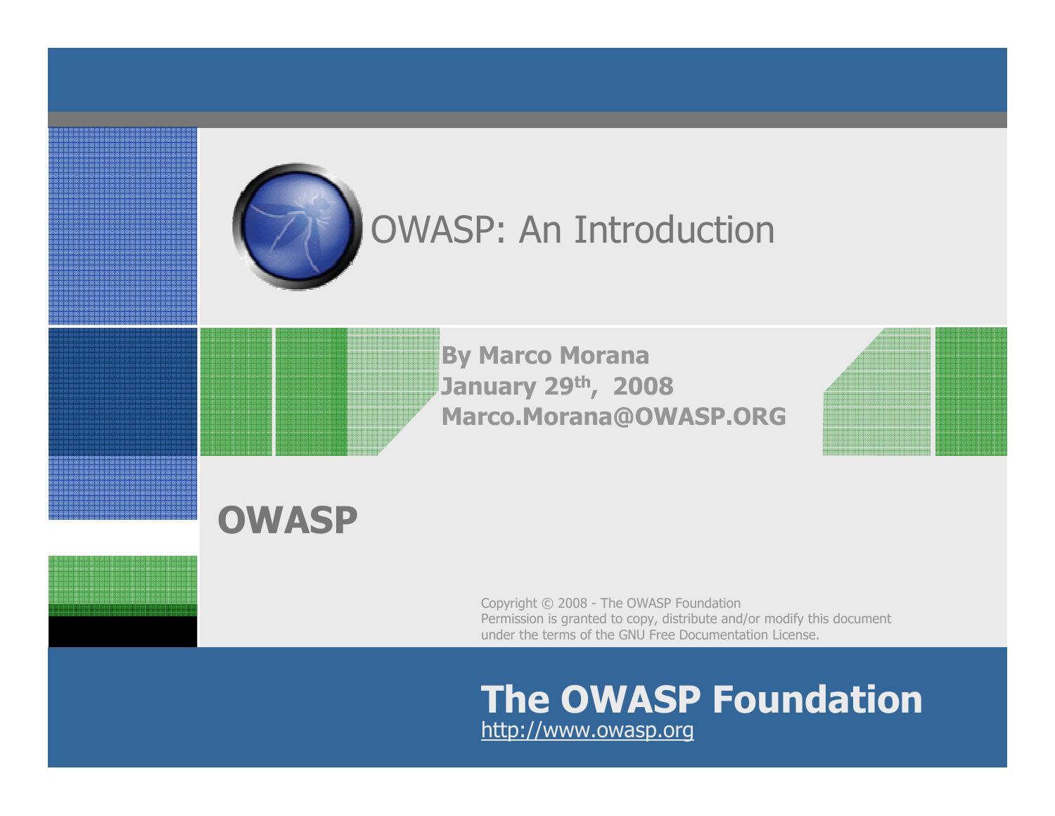# OWASP: An Introduction

**By Marco Morana**
**January 29th, 2008**
**Marco.Morana@OWASP.ORG**

**OWASP**

Copyright © 2008 - The OWASP Foundation
Permission is granted to copy, distribute and/or modify this document under the terms of the GNU Free Documentation License.

**The OWASP Foundation**
http://www.owasp.org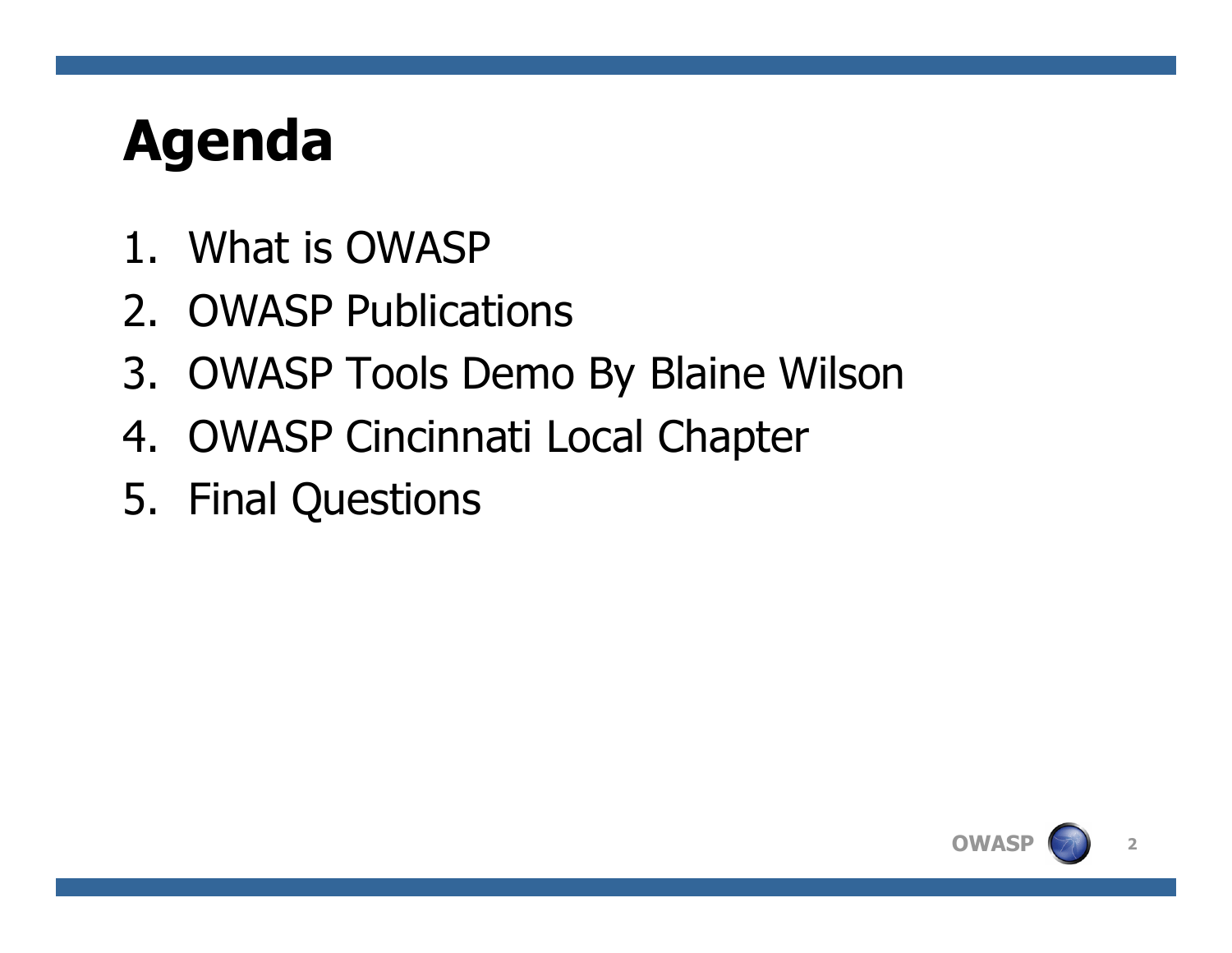# Agenda

1. What is OWASP
2. OWASP Publications
3. OWASP Tools Demo By Blaine Wilson
4. OWASP Cincinnati Local Chapter
5. Final Questions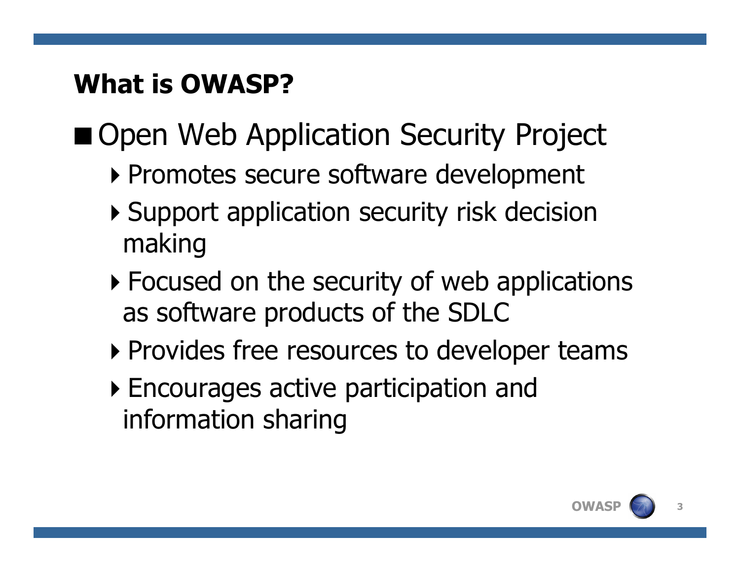## What is OWASP?

- Open Web Application Security Project
  - Promotes secure software development
  - Support application security risk decision making
  - Focused on the security of web applications as software products of the SDLC
  - Provides free resources to developer teams
  - Encourages active participation and information sharing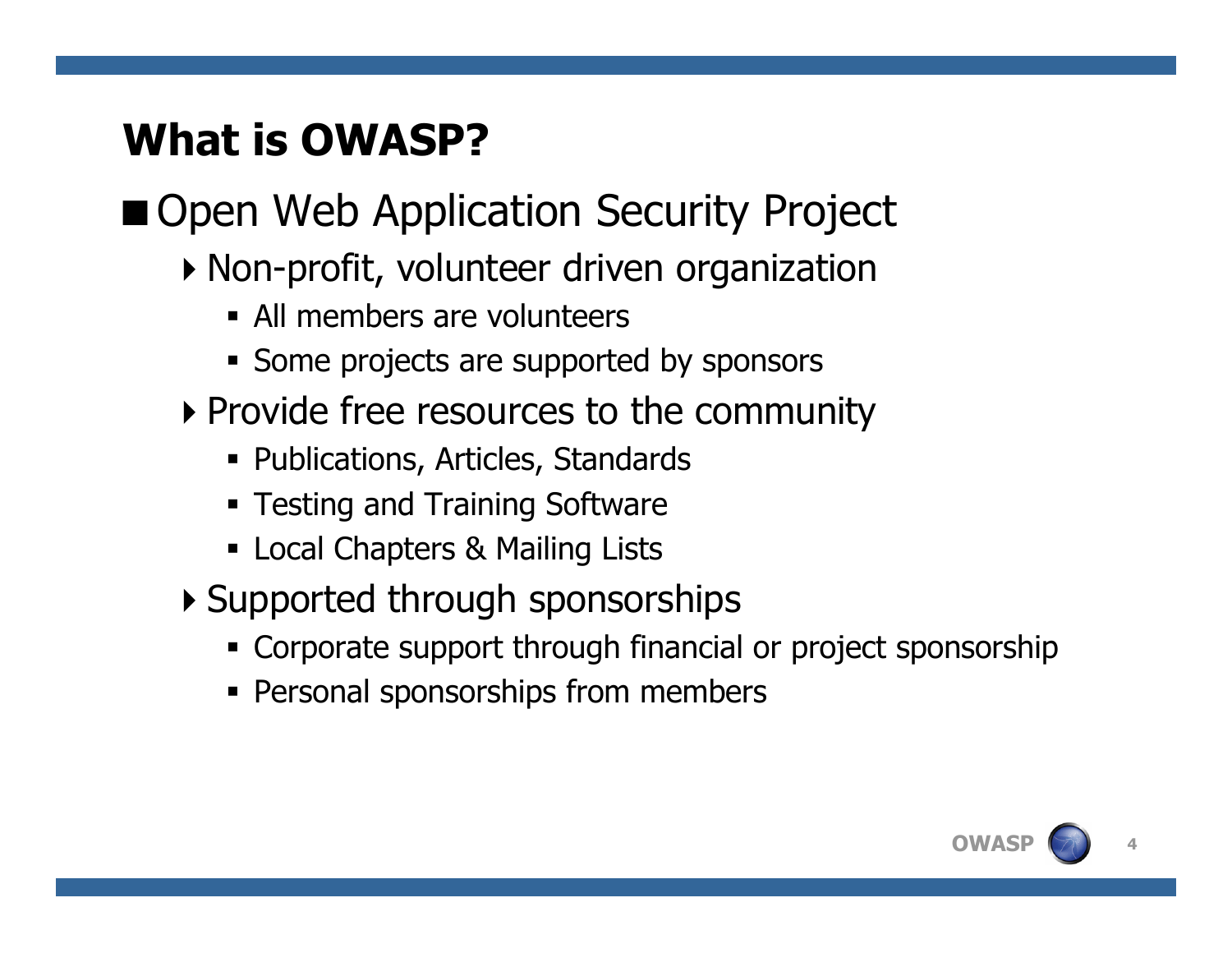# What is OWASP?

- Open Web Application Security Project
  - Non-profit, volunteer driven organization
    - All members are volunteers
    - Some projects are supported by sponsors
  - Provide free resources to the community
    - Publications, Articles, Standards
    - Testing and Training Software
    - Local Chapters & Mailing Lists
  - Supported through sponsorships
    - Corporate support through financial or project sponsorship
    - Personal sponsorships from members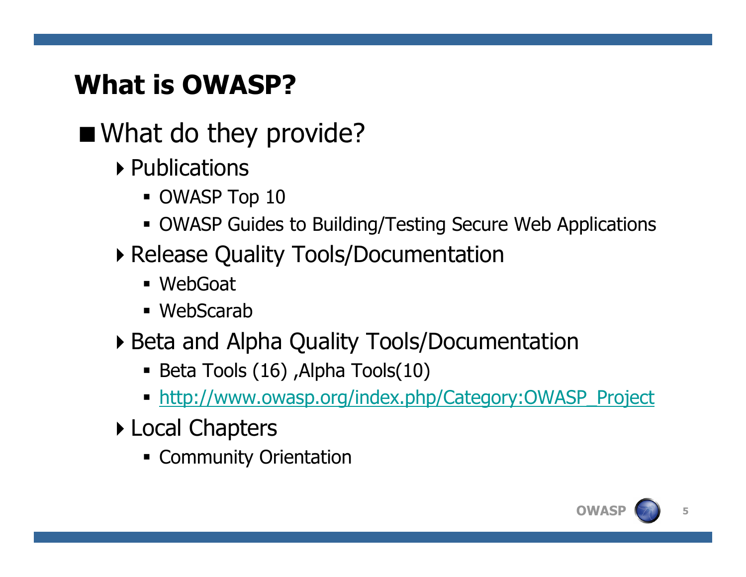# What is OWASP?

- What do they provide?
  - Publications
    - OWASP Top 10
    - OWASP Guides to Building/Testing Secure Web Applications
  - Release Quality Tools/Documentation
    - WebGoat
    - WebScarab
  - Beta and Alpha Quality Tools/Documentation
    - Beta Tools (16) ,Alpha Tools(10)
    - http://www.owasp.org/index.php/Category:OWASP_Project
  - Local Chapters
    - Community Orientation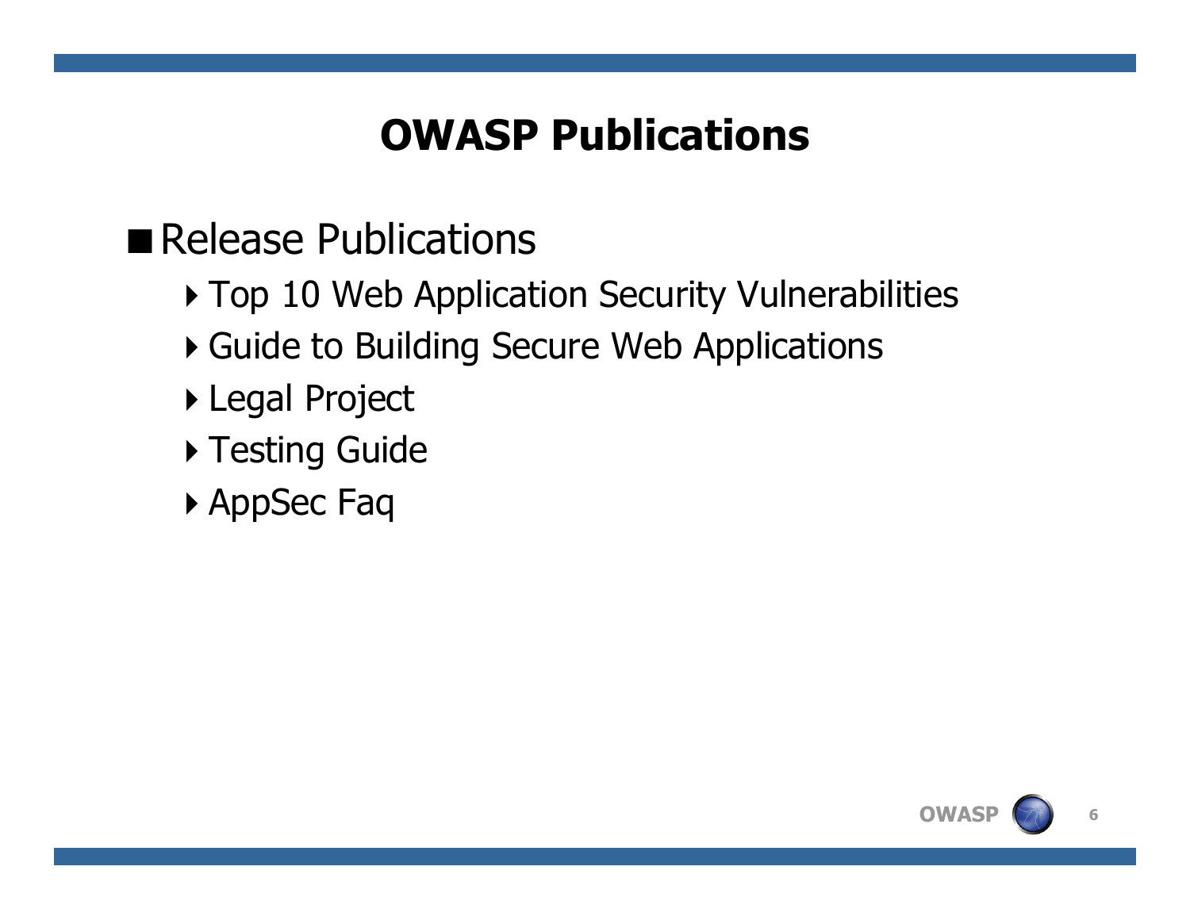# OWASP Publications

- Release Publications
  - Top 10 Web Application Security Vulnerabilities
  - Guide to Building Secure Web Applications
  - Legal Project
  - Testing Guide
  - AppSec Faq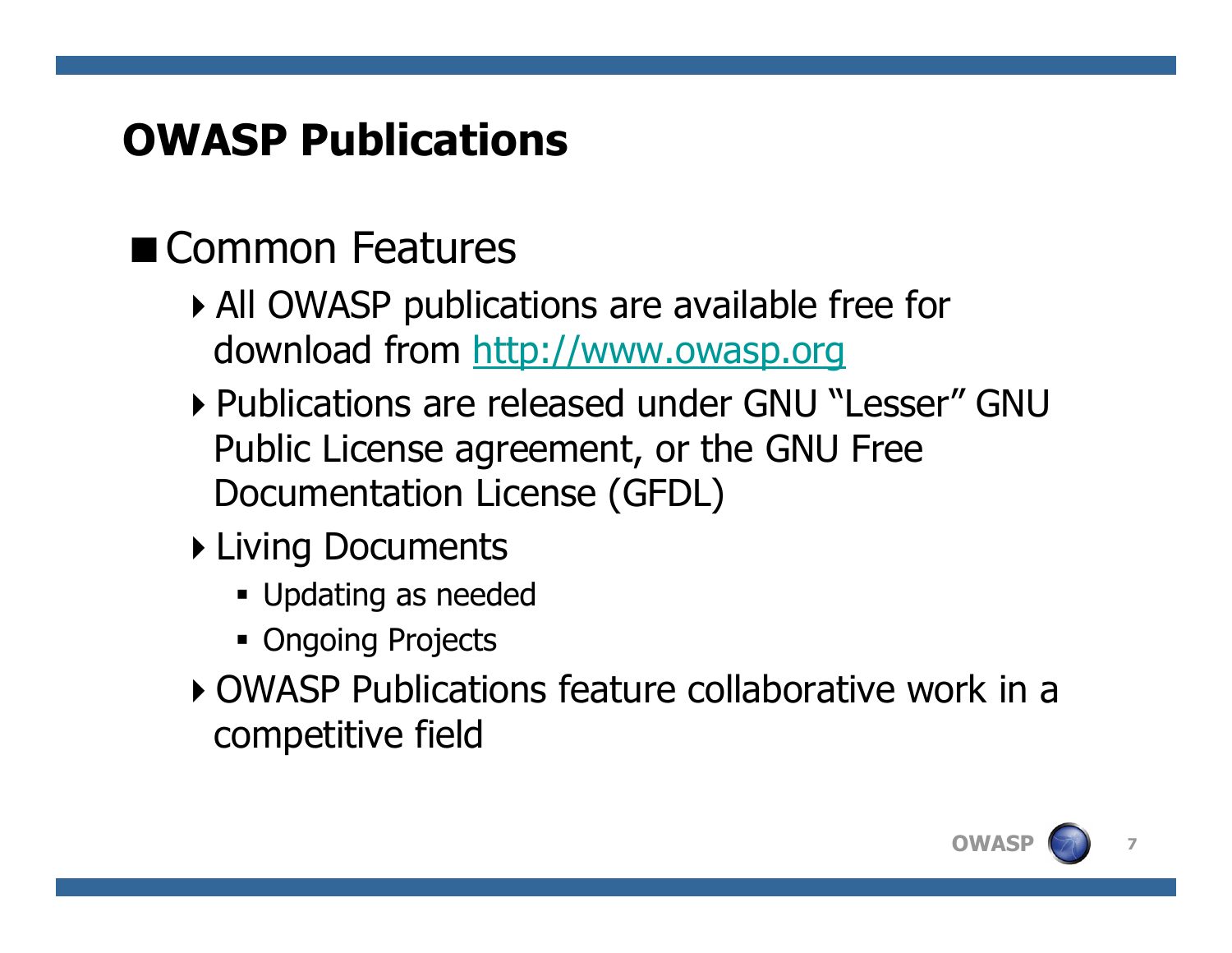# OWASP Publications

- Common Features
  - All OWASP publications are available free for download from [http://www.owasp.org](http://www.owasp.org)
  - Publications are released under GNU "Lesser" GNU Public License agreement, or the GNU Free Documentation License (GFDL)
  - Living Documents
    - Updating as needed
    - Ongoing Projects
  - OWASP Publications feature collaborative work in a competitive field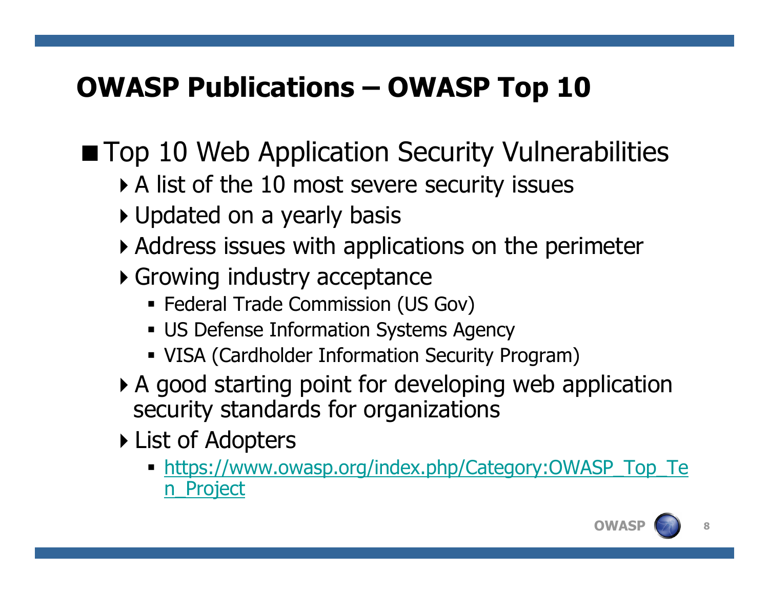# OWASP Publications – OWASP Top 10

- Top 10 Web Application Security Vulnerabilities
  - A list of the 10 most severe security issues
  - Updated on a yearly basis
  - Address issues with applications on the perimeter
  - Growing industry acceptance
    - Federal Trade Commission (US Gov)
    - US Defense Information Systems Agency
    - VISA (Cardholder Information Security Program)
  - A good starting point for developing web application security standards for organizations
  - List of Adopters
    - https://www.owasp.org/index.php/Category:OWASP_Top_Ten_Project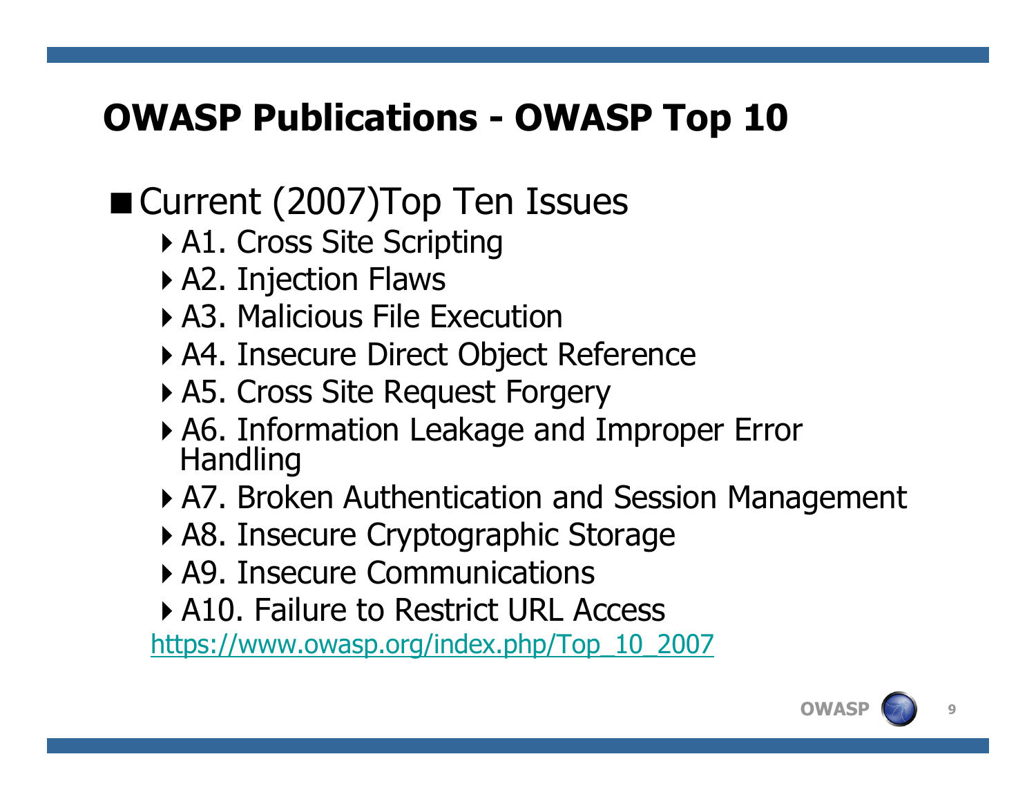# OWASP Publications - OWASP Top 10

- Current (2007)Top Ten Issues
  - A1. Cross Site Scripting
  - A2. Injection Flaws
  - A3. Malicious File Execution
  - A4. Insecure Direct Object Reference
  - A5. Cross Site Request Forgery
  - A6. Information Leakage and Improper Error Handling
  - A7. Broken Authentication and Session Management
  - A8. Insecure Cryptographic Storage
  - A9. Insecure Communications
  - A10. Failure to Restrict URL Access

https://www.owasp.org/index.php/Top_10_2007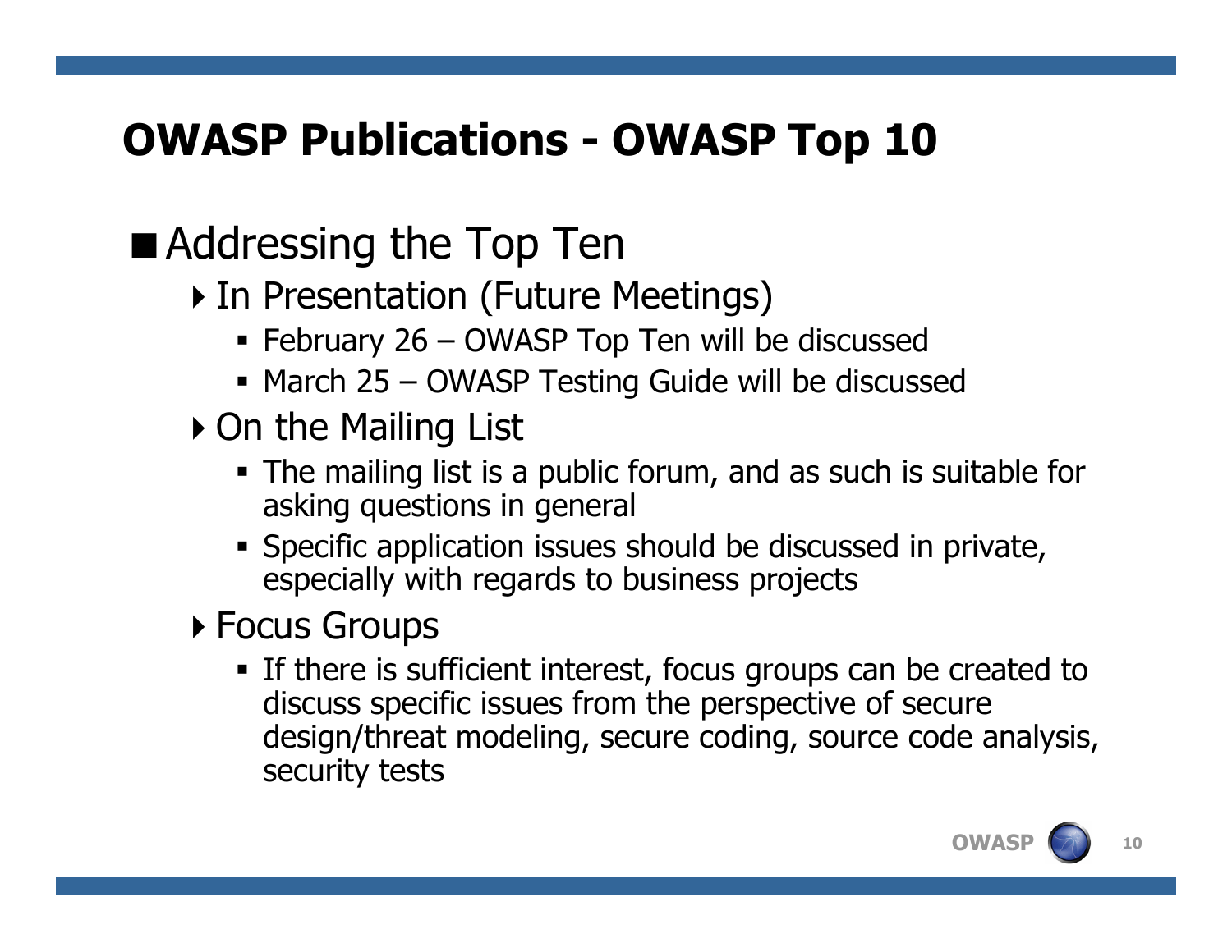# OWASP Publications - OWASP Top 10

- Addressing the Top Ten
  - In Presentation (Future Meetings)
    - February 26 – OWASP Top Ten will be discussed
    - March 25 – OWASP Testing Guide will be discussed
  - On the Mailing List
    - The mailing list is a public forum, and as such is suitable for asking questions in general
    - Specific application issues should be discussed in private, especially with regards to business projects
  - Focus Groups
    - If there is sufficient interest, focus groups can be created to discuss specific issues from the perspective of secure design/threat modeling, secure coding, source code analysis, security tests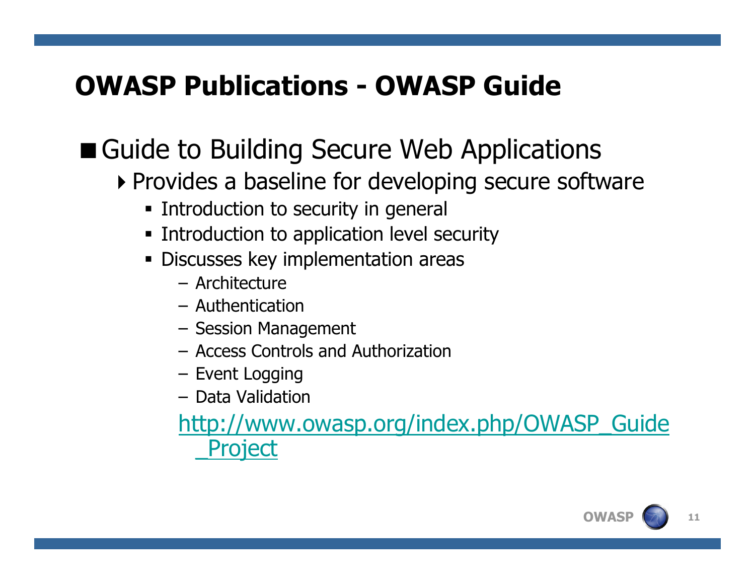# OWASP Publications - OWASP Guide

- Guide to Building Secure Web Applications
  - Provides a baseline for developing secure software
    - Introduction to security in general
    - Introduction to application level security
    - Discusses key implementation areas
      - Architecture
      - Authentication
      - Session Management
      - Access Controls and Authorization
      - Event Logging
      - Data Validation

      http://www.owasp.org/index.php/OWASP_Guide_Project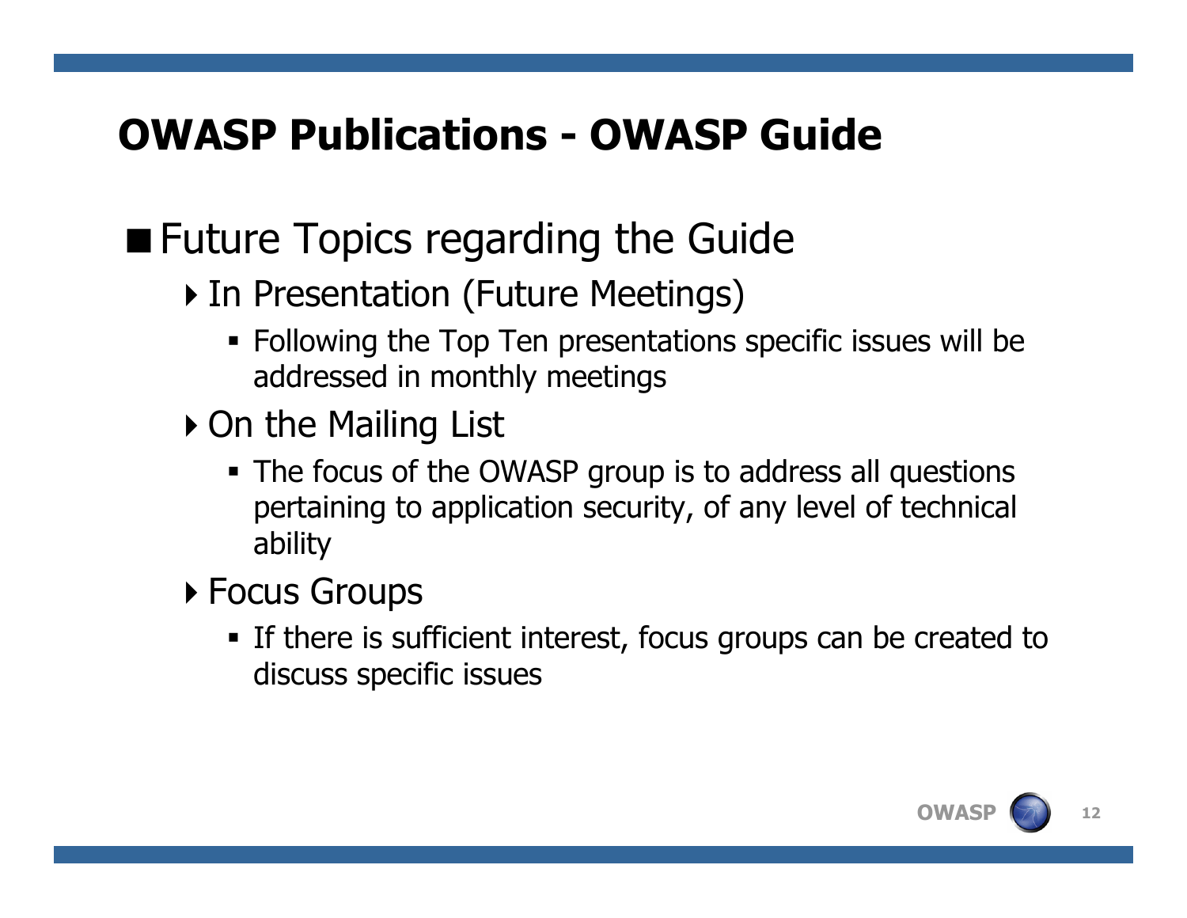# OWASP Publications - OWASP Guide

- Future Topics regarding the Guide
  - In Presentation (Future Meetings)
    - Following the Top Ten presentations specific issues will be addressed in monthly meetings
  - On the Mailing List
    - The focus of the OWASP group is to address all questions pertaining to application security, of any level of technical ability
  - Focus Groups
    - If there is sufficient interest, focus groups can be created to discuss specific issues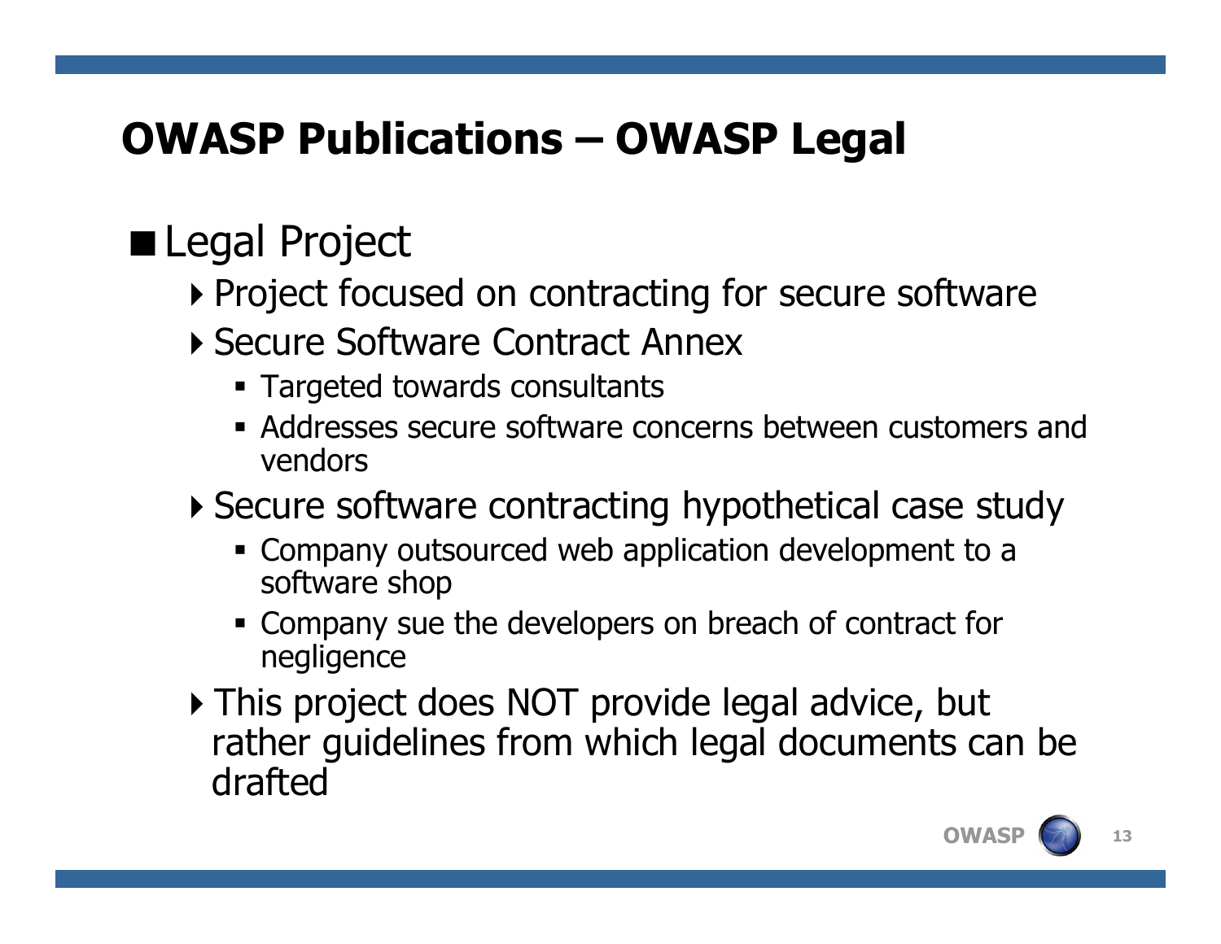# OWASP Publications – OWASP Legal

- Legal Project
  - Project focused on contracting for secure software
  - Secure Software Contract Annex
    - Targeted towards consultants
    - Addresses secure software concerns between customers and vendors
  - Secure software contracting hypothetical case study
    - Company outsourced web application development to a software shop
    - Company sue the developers on breach of contract for negligence
  - This project does NOT provide legal advice, but rather guidelines from which legal documents can be drafted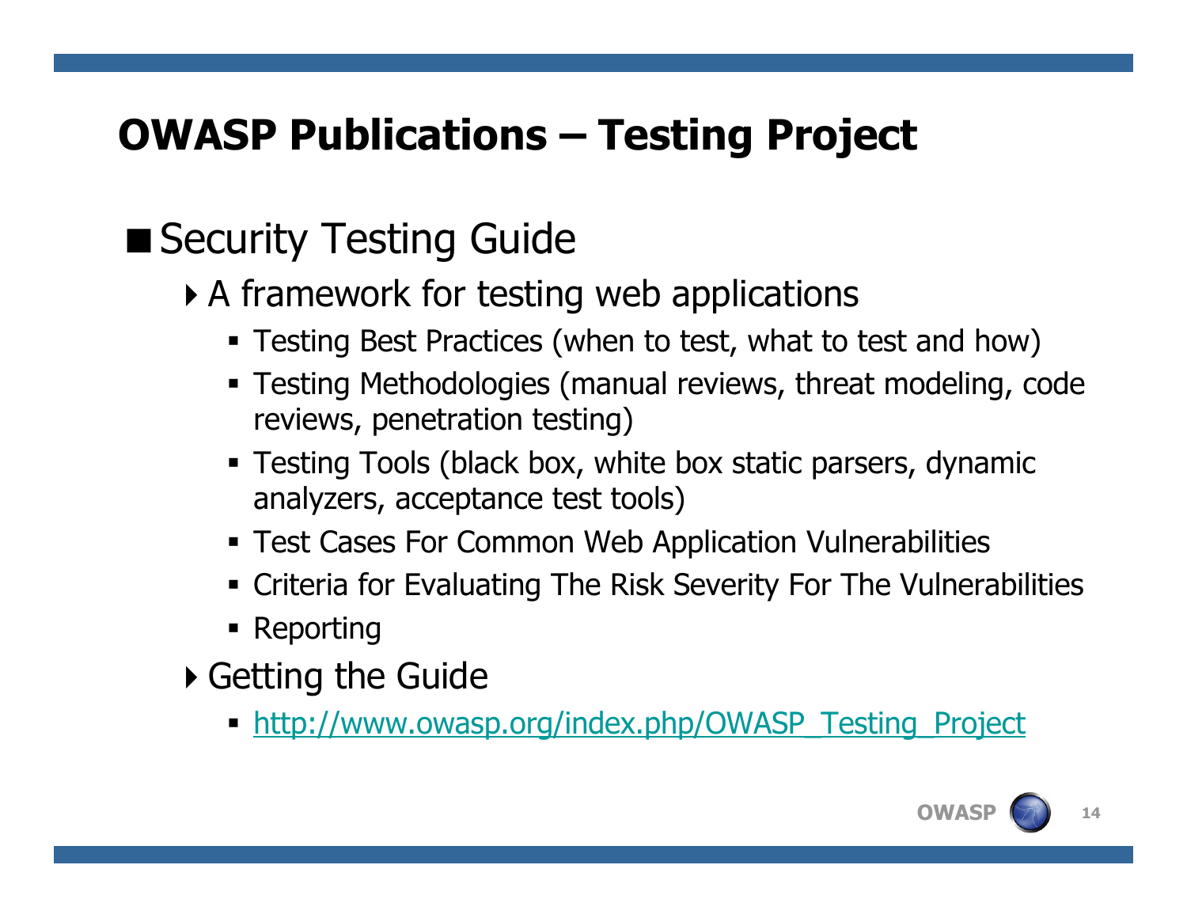# OWASP Publications – Testing Project

- Security Testing Guide
  - A framework for testing web applications
    - Testing Best Practices (when to test, what to test and how)
    - Testing Methodologies (manual reviews, threat modeling, code reviews, penetration testing)
    - Testing Tools (black box, white box static parsers, dynamic analyzers, acceptance test tools)
    - Test Cases For Common Web Application Vulnerabilities
    - Criteria for Evaluating The Risk Severity For The Vulnerabilities
    - Reporting
  - Getting the Guide
    - http://www.owasp.org/index.php/OWASP_Testing_Project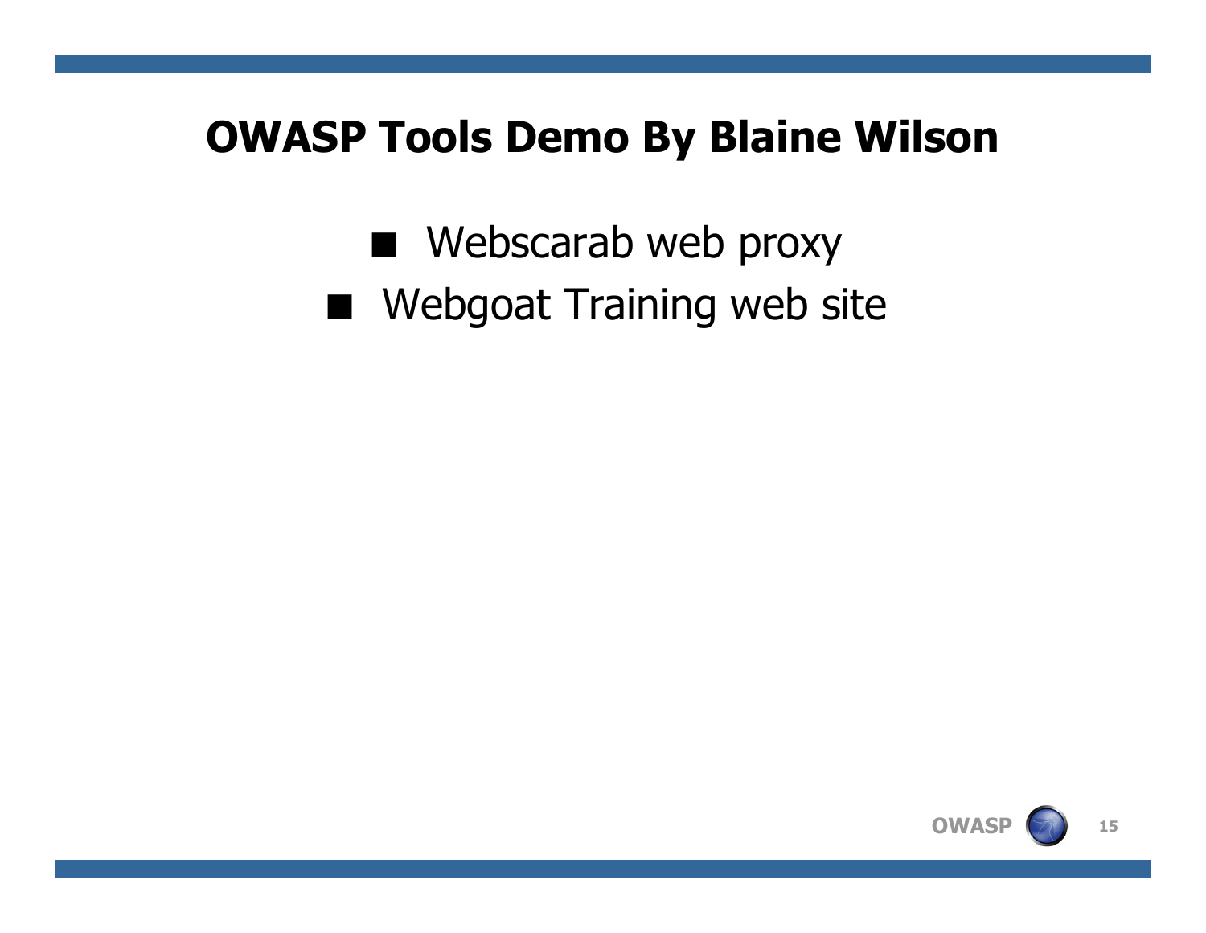# OWASP Tools Demo By Blaine Wilson

- Webscarab web proxy
- Webgoat Training web site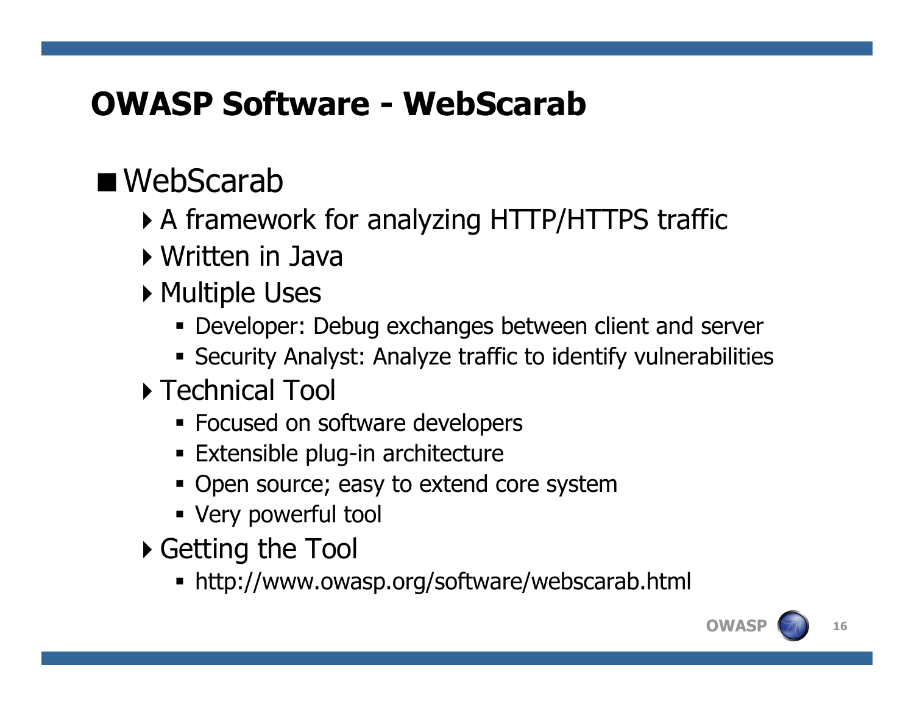# OWASP Software - WebScarab

- WebScarab
  - A framework for analyzing HTTP/HTTPS traffic
  - Written in Java
  - Multiple Uses
    - Developer: Debug exchanges between client and server
    - Security Analyst: Analyze traffic to identify vulnerabilities
  - Technical Tool
    - Focused on software developers
    - Extensible plug-in architecture
    - Open source; easy to extend core system
    - Very powerful tool
  - Getting the Tool
    - http://www.owasp.org/software/webscarab.html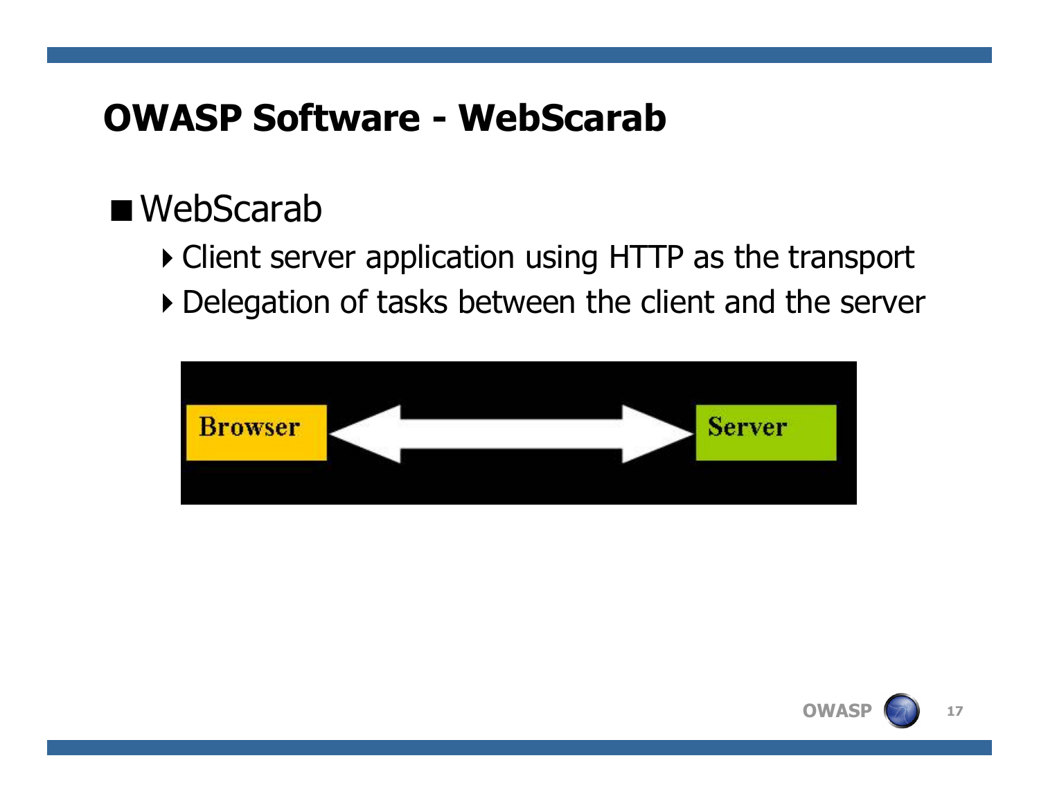# OWASP Software - WebScarab

- WebScarab
  - Client server application using HTTP as the transport
  - Delegation of tasks between the client and the server

Browser ⟷ Server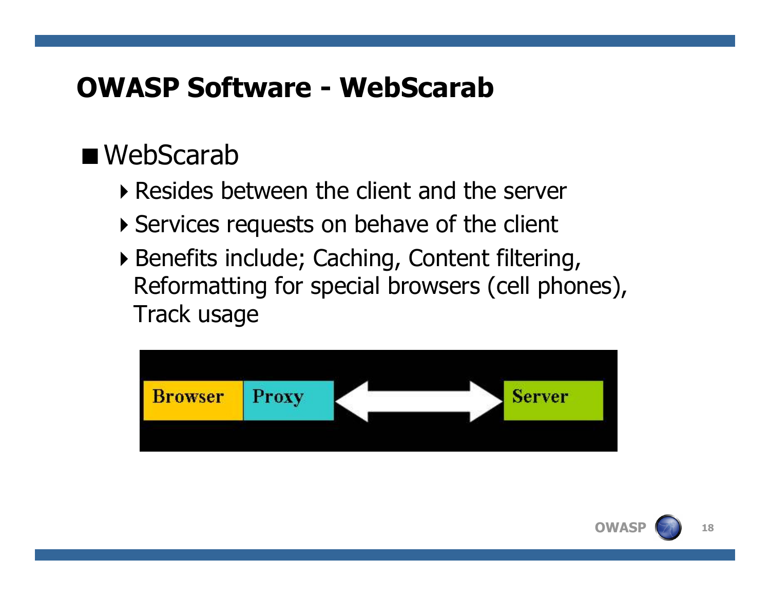## OWASP Software - WebScarab

- WebScarab
  - Resides between the client and the server
  - Services requests on behave of the client
  - Benefits include; Caching, Content filtering, Reformatting for special browsers (cell phones), Track usage

Browser | Proxy ⟷ Server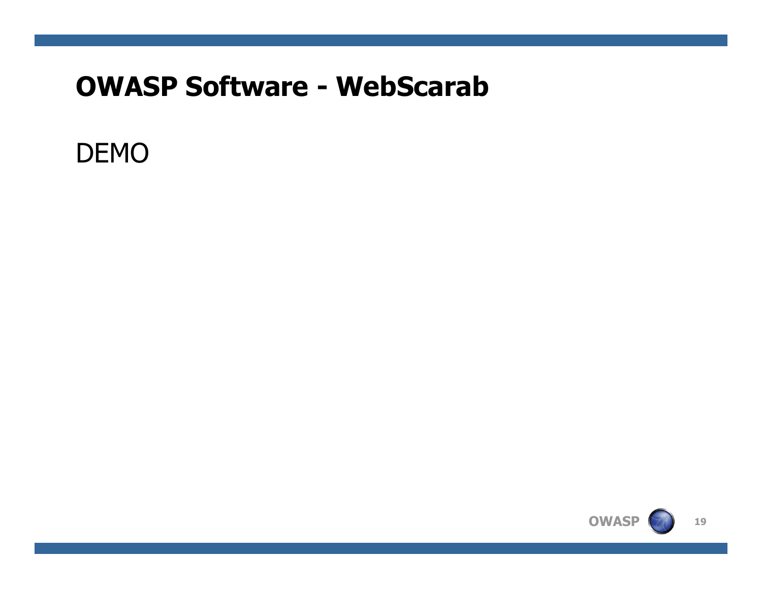# OWASP Software - WebScarab

DEMO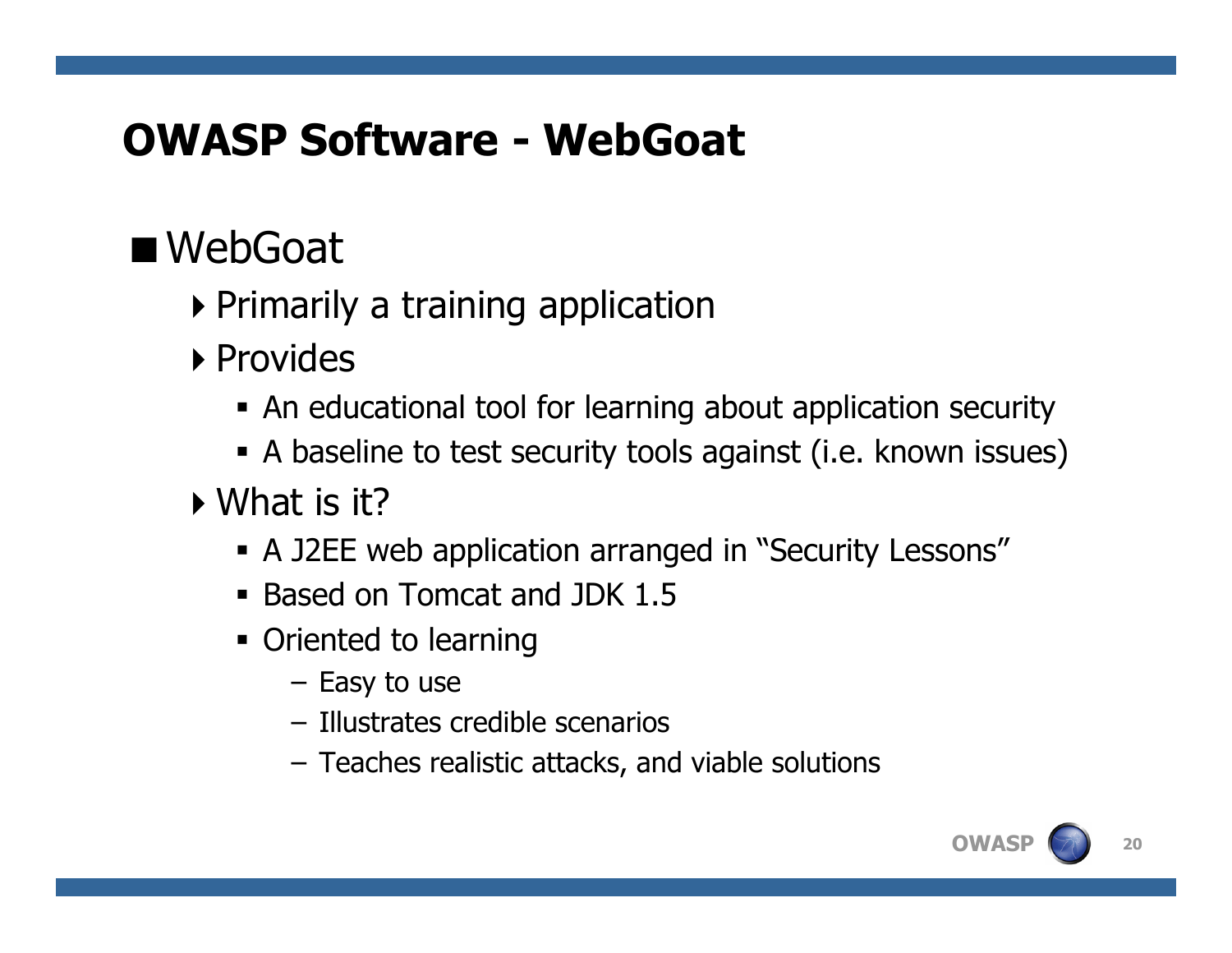# OWASP Software - WebGoat

- WebGoat
  - Primarily a training application
  - Provides
    - An educational tool for learning about application security
    - A baseline to test security tools against (i.e. known issues)
  - What is it?
    - A J2EE web application arranged in “Security Lessons”
    - Based on Tomcat and JDK 1.5
    - Oriented to learning
      - Easy to use
      - Illustrates credible scenarios
      - Teaches realistic attacks, and viable solutions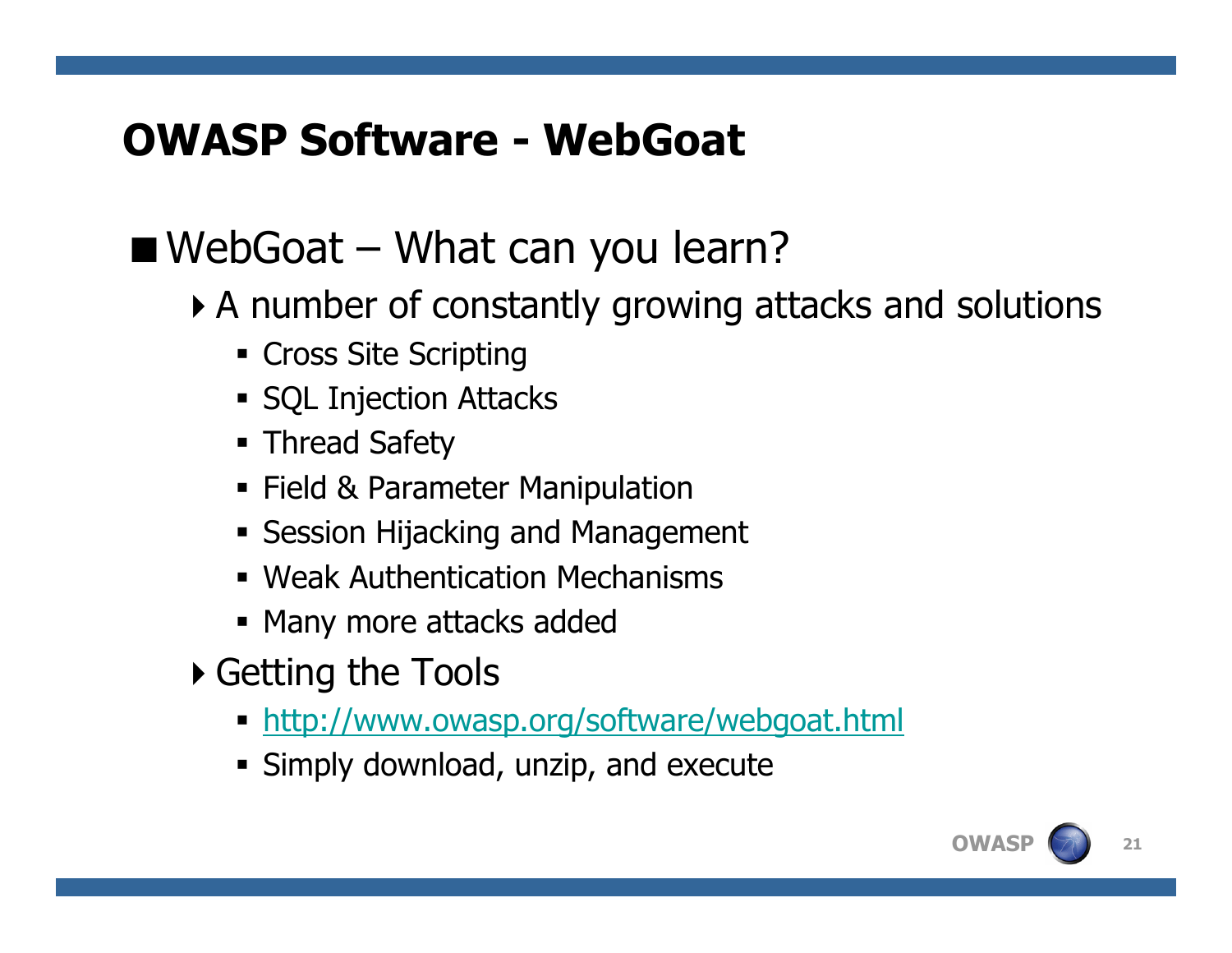# OWASP Software - WebGoat

- WebGoat – What can you learn?
  - A number of constantly growing attacks and solutions
    - Cross Site Scripting
    - SQL Injection Attacks
    - Thread Safety
    - Field & Parameter Manipulation
    - Session Hijacking and Management
    - Weak Authentication Mechanisms
    - Many more attacks added
  - Getting the Tools
    - http://www.owasp.org/software/webgoat.html
    - Simply download, unzip, and execute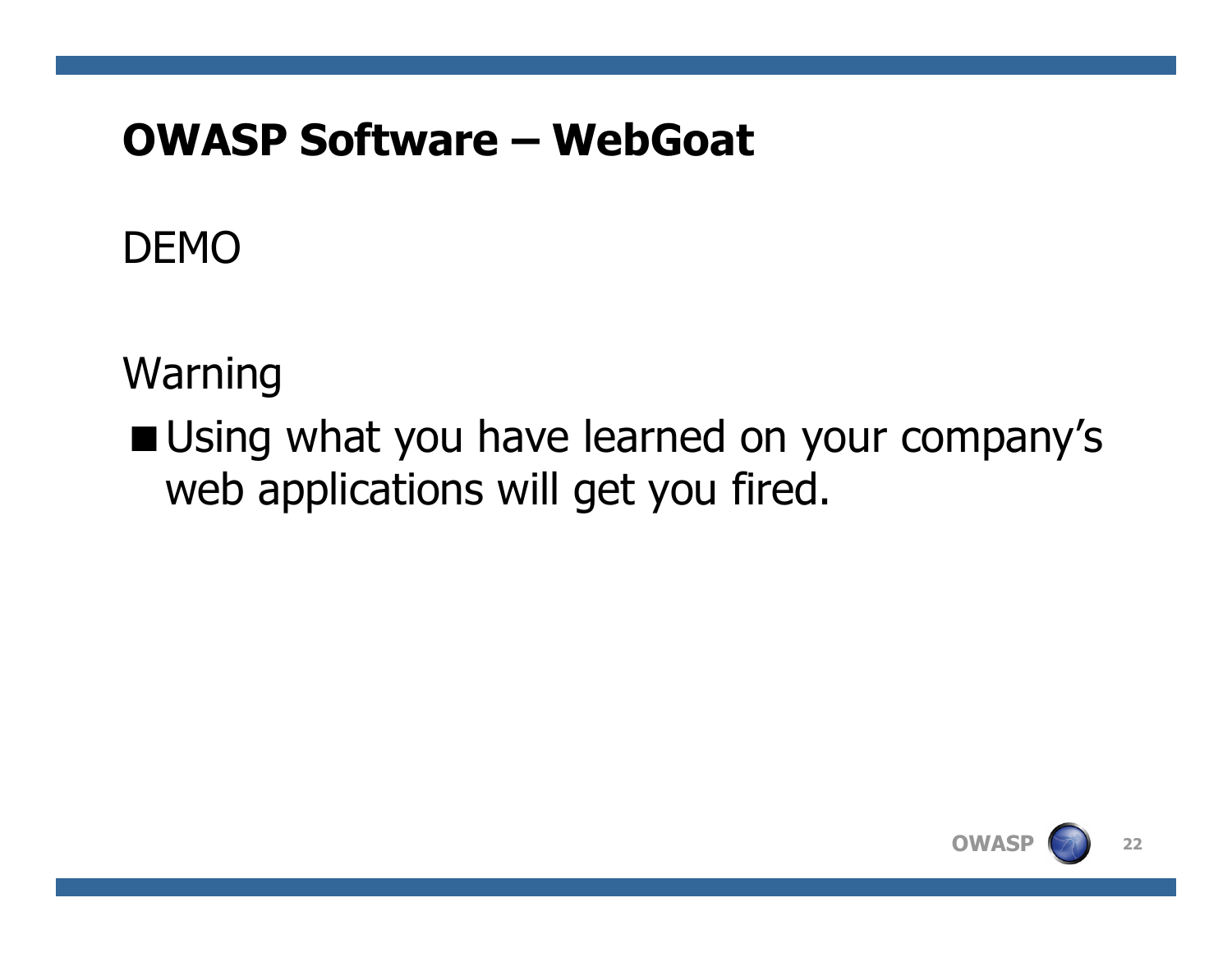# OWASP Software – WebGoat

DEMO

Warning

- Using what you have learned on your company's web applications will get you fired.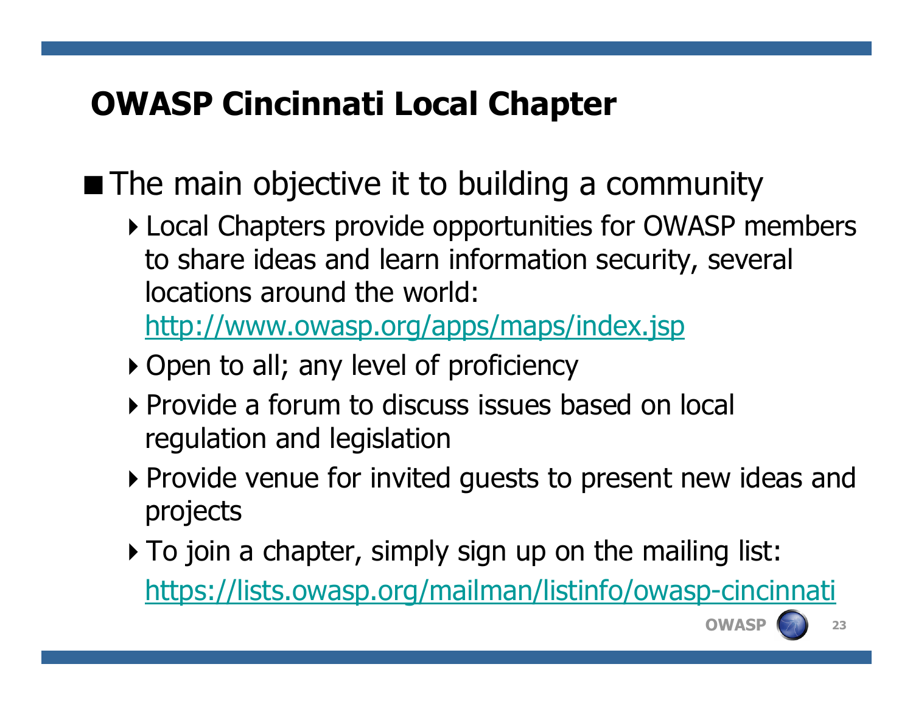# OWASP Cincinnati Local Chapter

- The main objective it to building a community
  - Local Chapters provide opportunities for OWASP members to share ideas and learn information security, several locations around the world: http://www.owasp.org/apps/maps/index.jsp
  - Open to all; any level of proficiency
  - Provide a forum to discuss issues based on local regulation and legislation
  - Provide venue for invited guests to present new ideas and projects
  - To join a chapter, simply sign up on the mailing list: https://lists.owasp.org/mailman/listinfo/owasp-cincinnati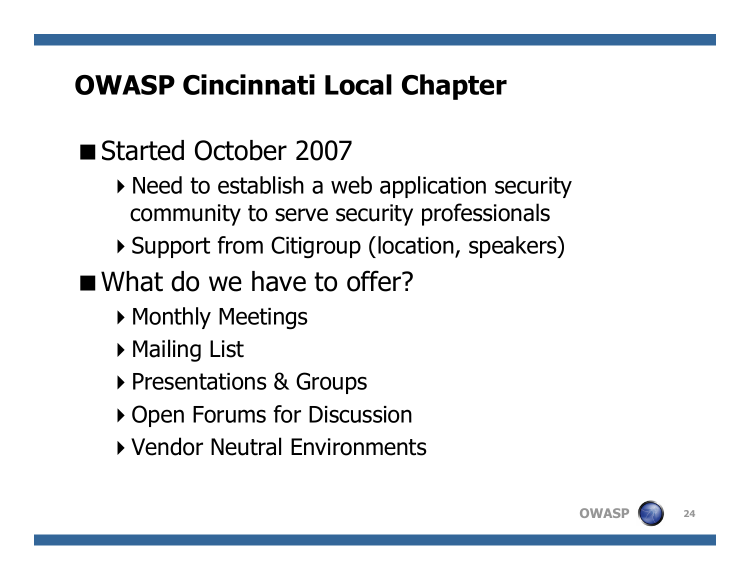# OWASP Cincinnati Local Chapter

- Started October 2007
  - Need to establish a web application security community to serve security professionals
  - Support from Citigroup (location, speakers)
- What do we have to offer?
  - Monthly Meetings
  - Mailing List
  - Presentations & Groups
  - Open Forums for Discussion
  - Vendor Neutral Environments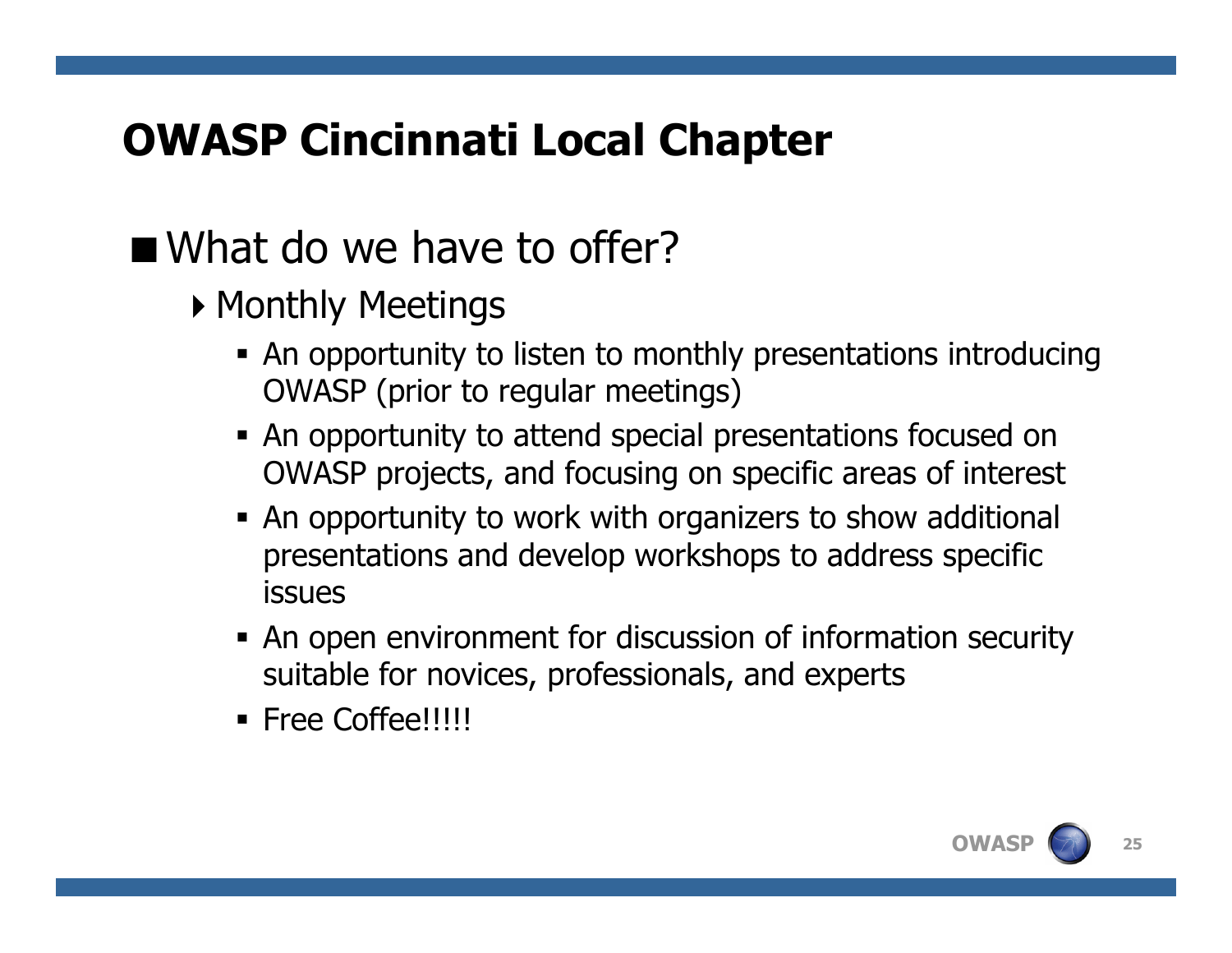# OWASP Cincinnati Local Chapter

- What do we have to offer?
  - Monthly Meetings
    - An opportunity to listen to monthly presentations introducing OWASP (prior to regular meetings)
    - An opportunity to attend special presentations focused on OWASP projects, and focusing on specific areas of interest
    - An opportunity to work with organizers to show additional presentations and develop workshops to address specific issues
    - An open environment for discussion of information security suitable for novices, professionals, and experts
    - Free Coffee!!!!!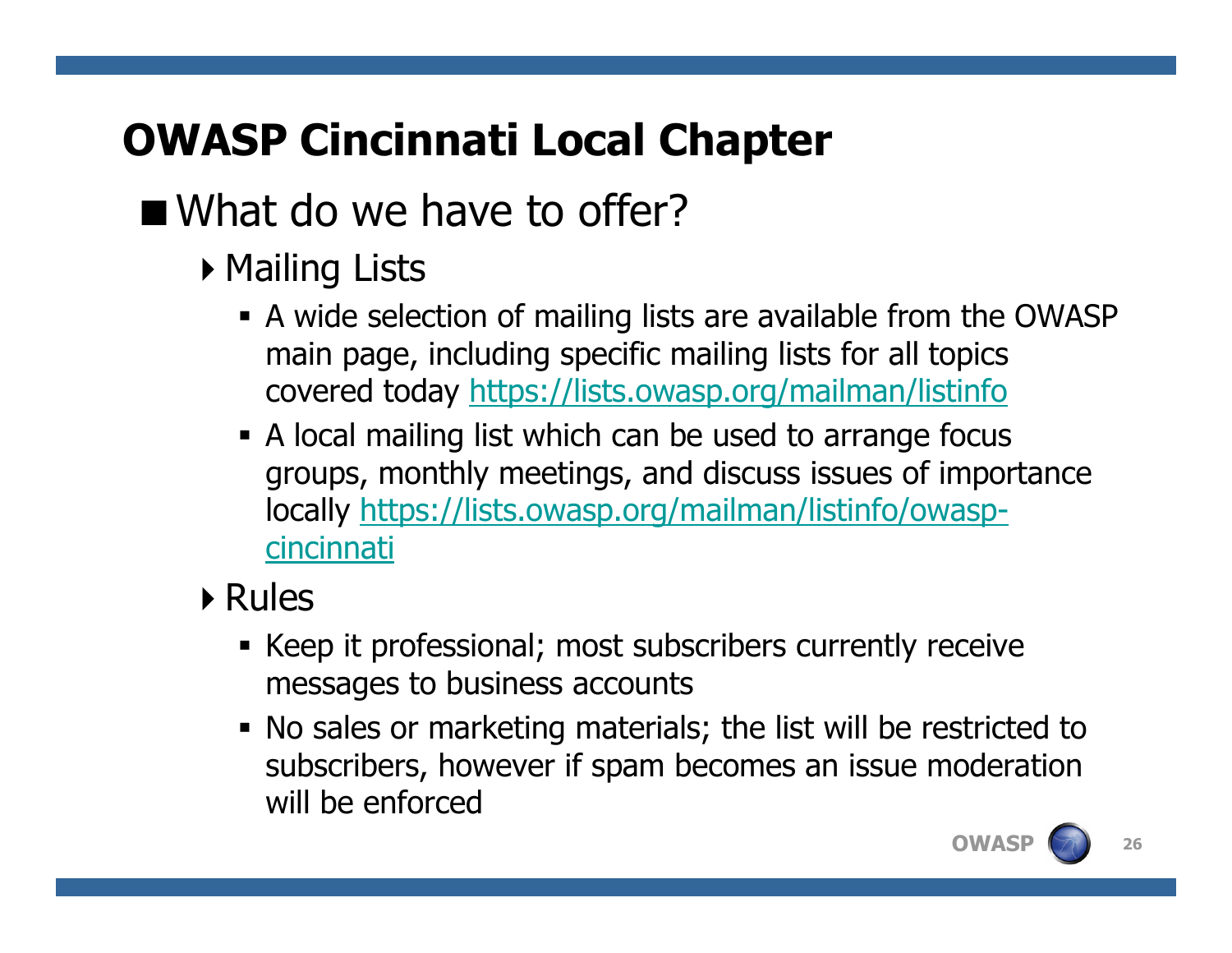# OWASP Cincinnati Local Chapter

- What do we have to offer?
  - Mailing Lists
    - A wide selection of mailing lists are available from the OWASP main page, including specific mailing lists for all topics covered today https://lists.owasp.org/mailman/listinfo
    - A local mailing list which can be used to arrange focus groups, monthly meetings, and discuss issues of importance locally https://lists.owasp.org/mailman/listinfo/owasp-cincinnati
  - Rules
    - Keep it professional; most subscribers currently receive messages to business accounts
    - No sales or marketing materials; the list will be restricted to subscribers, however if spam becomes an issue moderation will be enforced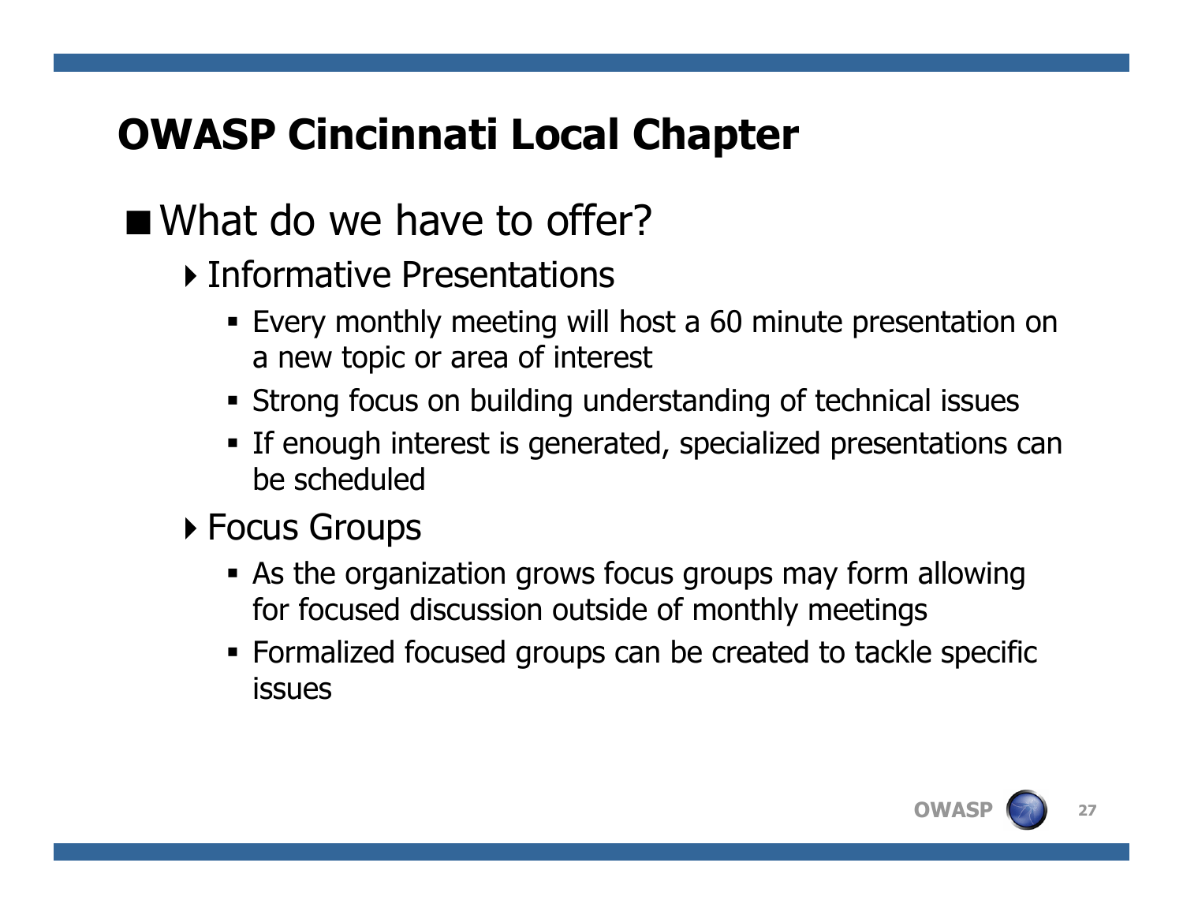# OWASP Cincinnati Local Chapter

- What do we have to offer?
  - Informative Presentations
    - Every monthly meeting will host a 60 minute presentation on a new topic or area of interest
    - Strong focus on building understanding of technical issues
    - If enough interest is generated, specialized presentations can be scheduled
  - Focus Groups
    - As the organization grows focus groups may form allowing for focused discussion outside of monthly meetings
    - Formalized focused groups can be created to tackle specific issues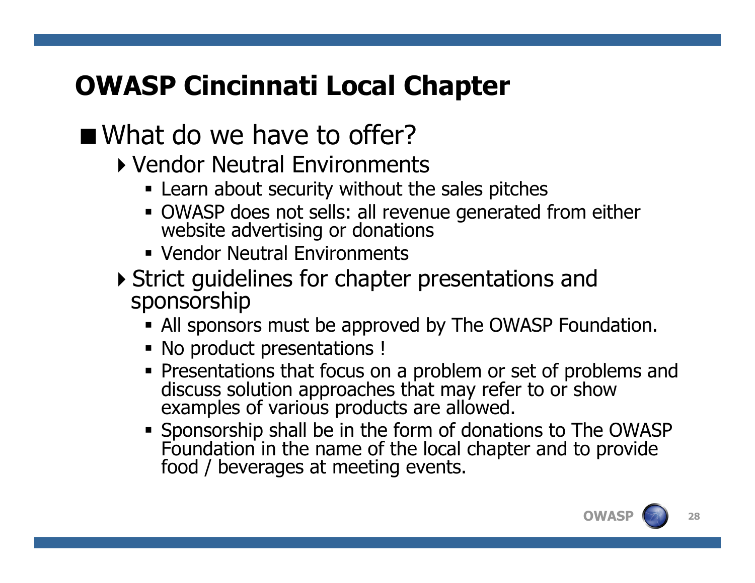# OWASP Cincinnati Local Chapter

- What do we have to offer?
  - Vendor Neutral Environments
    - Learn about security without the sales pitches
    - OWASP does not sells: all revenue generated from either website advertising or donations
    - Vendor Neutral Environments
  - Strict guidelines for chapter presentations and sponsorship
    - All sponsors must be approved by The OWASP Foundation.
    - No product presentations !
    - Presentations that focus on a problem or set of problems and discuss solution approaches that may refer to or show examples of various products are allowed.
    - Sponsorship shall be in the form of donations to The OWASP Foundation in the name of the local chapter and to provide food / beverages at meeting events.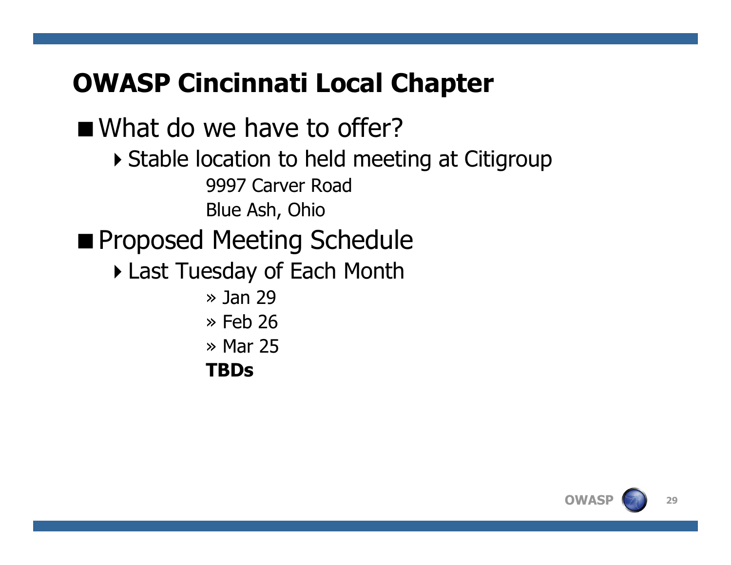# OWASP Cincinnati Local Chapter

- What do we have to offer?
  - Stable location to held meeting at Citigroup
    
    9997 Carver Road
    
    Blue Ash, Ohio
- Proposed Meeting Schedule
  - Last Tuesday of Each Month
    - » Jan 29
    - » Feb 26
    - » Mar 25
    
    **TBDs**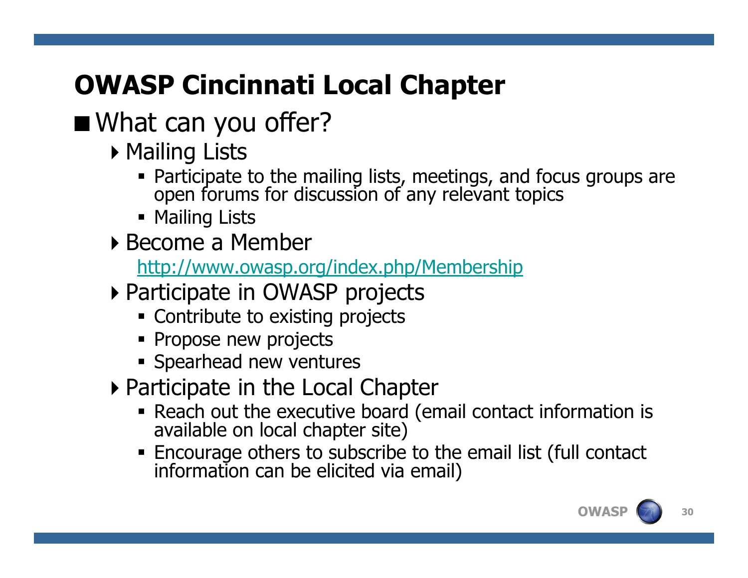# OWASP Cincinnati Local Chapter

- What can you offer?
  - Mailing Lists
    - Participate to the mailing lists, meetings, and focus groups are open forums for discussion of any relevant topics
    - Mailing Lists
  - Become a Member

    http://www.owasp.org/index.php/Membership
  - Participate in OWASP projects
    - Contribute to existing projects
    - Propose new projects
    - Spearhead new ventures
  - Participate in the Local Chapter
    - Reach out the executive board (email contact information is available on local chapter site)
    - Encourage others to subscribe to the email list (full contact information can be elicited via email)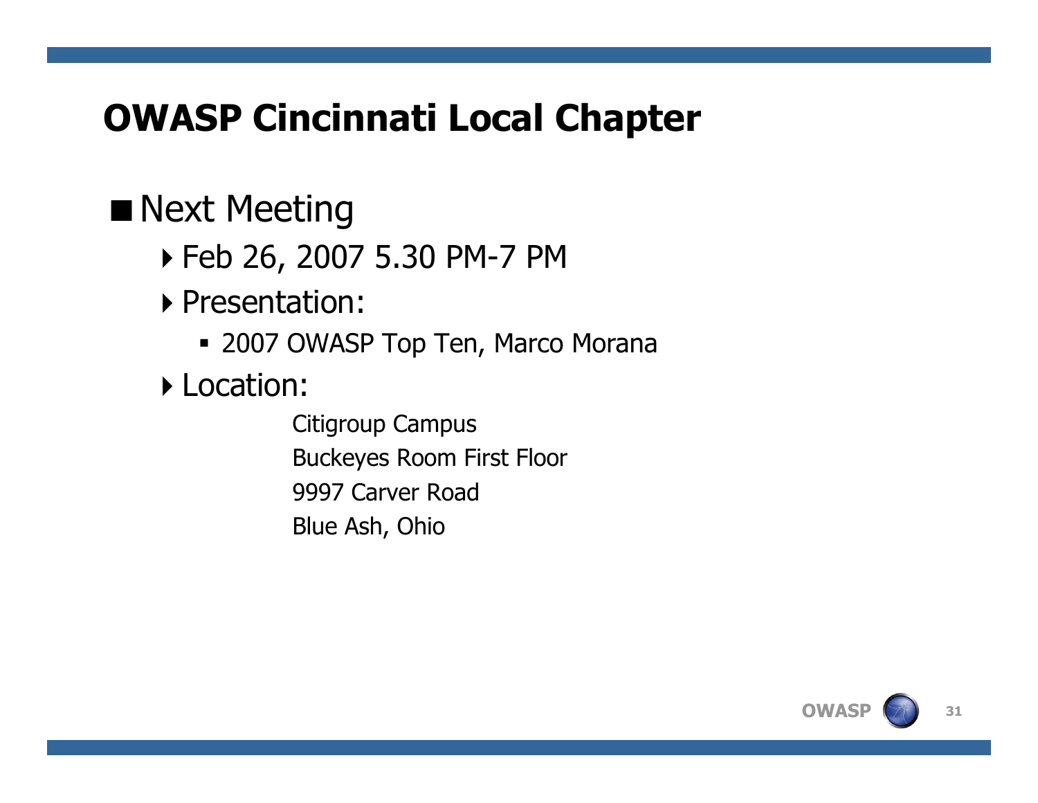# OWASP Cincinnati Local Chapter

- Next Meeting
  - Feb 26, 2007 5.30 PM-7 PM
  - Presentation:
    - 2007 OWASP Top Ten, Marco Morana
  - Location:

    Citigroup Campus
    Buckeyes Room First Floor
    9997 Carver Road
    Blue Ash, Ohio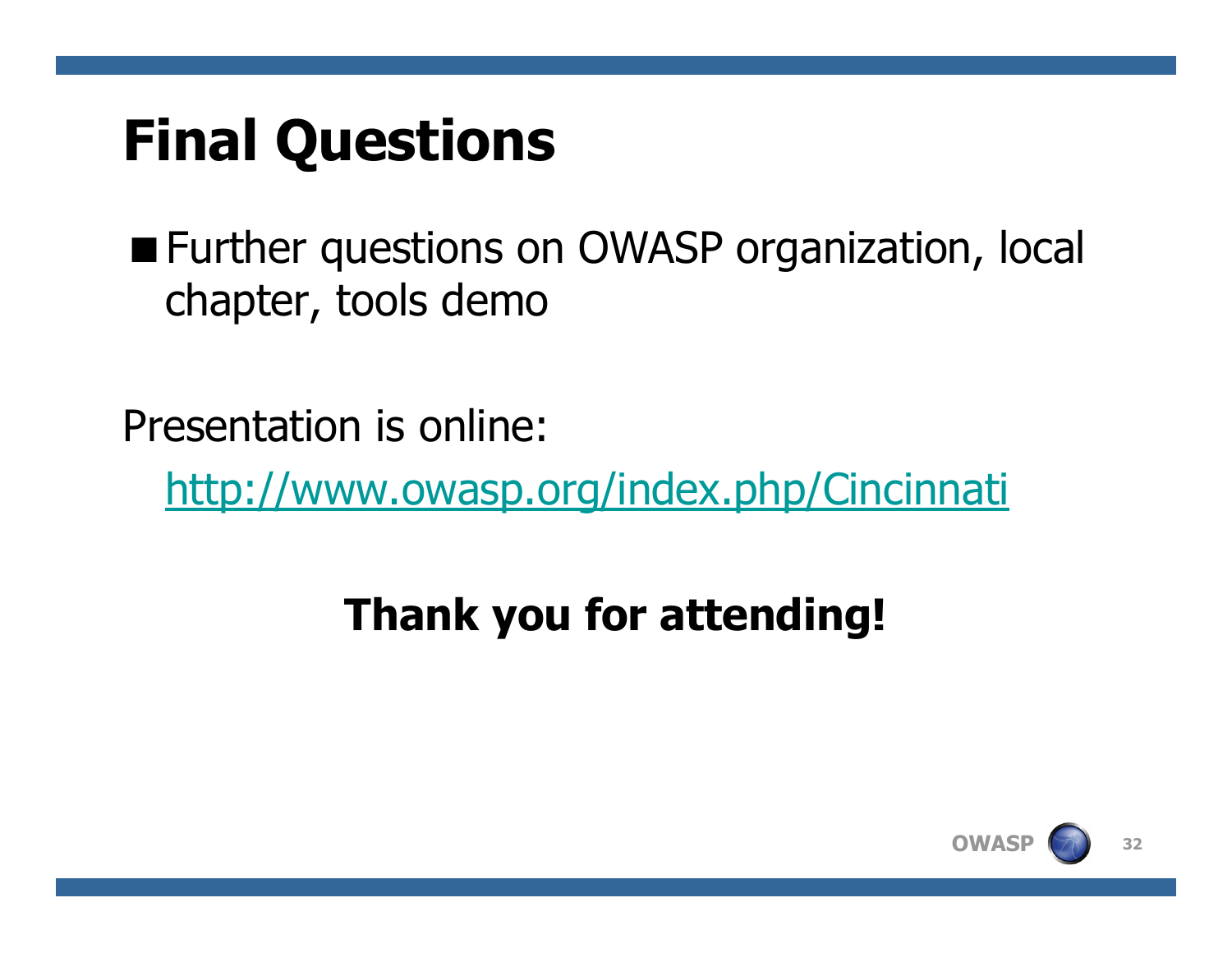# Final Questions

- Further questions on OWASP organization, local chapter, tools demo

Presentation is online:

[http://www.owasp.org/index.php/Cincinnati](http://www.owasp.org/index.php/Cincinnati)

**Thank you for attending!**